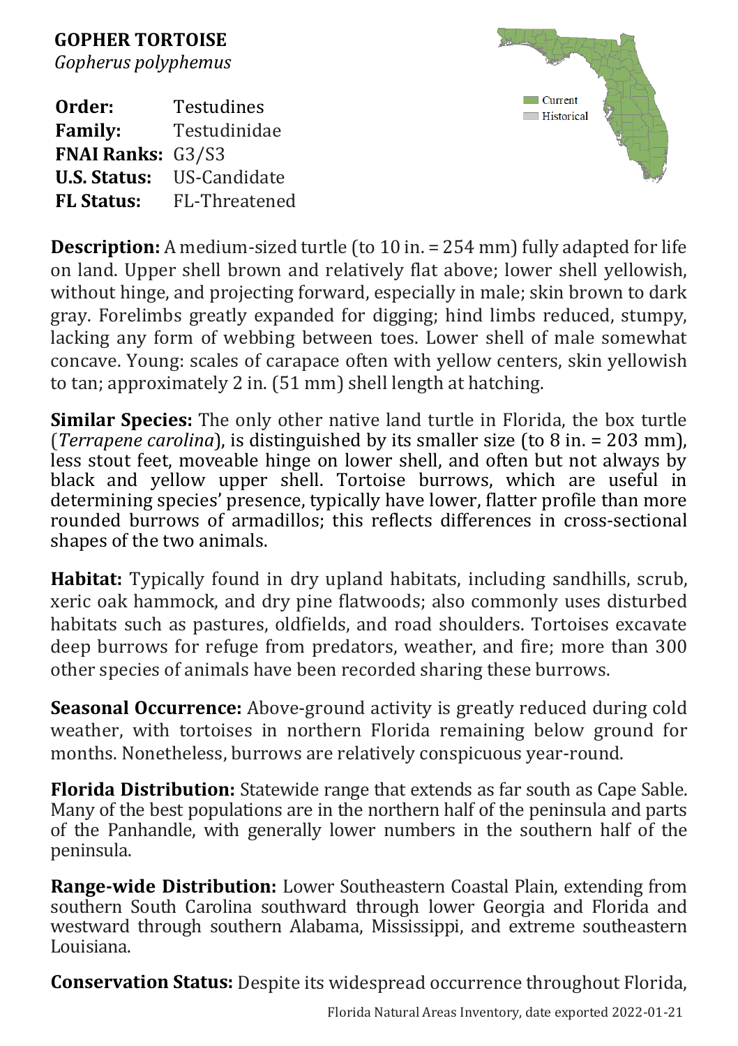# GOPHER TORTOISE

*Gopherus polyphemus*

**Order:** Testudines
**Family:** Testudinidae
**FNAI Ranks:** G3/S3
**U.S. Status:** US-Candidate
**FL Status:** FL-Threatened

Current
Historical

**Description:** A medium-sized turtle (to 10 in. = 254 mm) fully adapted for life on land. Upper shell brown and relatively flat above; lower shell yellowish, without hinge, and projecting forward, especially in male; skin brown to dark gray. Forelimbs greatly expanded for digging; hind limbs reduced, stumpy, lacking any form of webbing between toes. Lower shell of male somewhat concave. Young: scales of carapace often with yellow centers, skin yellowish to tan; approximately 2 in. (51 mm) shell length at hatching.

**Similar Species:** The only other native land turtle in Florida, the box turtle (*Terrapene carolina*), is distinguished by its smaller size (to 8 in. = 203 mm), less stout feet, moveable hinge on lower shell, and often but not always by black and yellow upper shell. Tortoise burrows, which are useful in determining species' presence, typically have lower, flatter profile than more rounded burrows of armadillos; this reflects differences in cross-sectional shapes of the two animals.

**Habitat:** Typically found in dry upland habitats, including sandhills, scrub, xeric oak hammock, and dry pine flatwoods; also commonly uses disturbed habitats such as pastures, oldfields, and road shoulders. Tortoises excavate deep burrows for refuge from predators, weather, and fire; more than 300 other species of animals have been recorded sharing these burrows.

**Seasonal Occurrence:** Above-ground activity is greatly reduced during cold weather, with tortoises in northern Florida remaining below ground for months. Nonetheless, burrows are relatively conspicuous year-round.

**Florida Distribution:** Statewide range that extends as far south as Cape Sable. Many of the best populations are in the northern half of the peninsula and parts of the Panhandle, with generally lower numbers in the southern half of the peninsula.

**Range-wide Distribution:** Lower Southeastern Coastal Plain, extending from southern South Carolina southward through lower Georgia and Florida and westward through southern Alabama, Mississippi, and extreme southeastern Louisiana.

**Conservation Status:** Despite its widespread occurrence throughout Florida,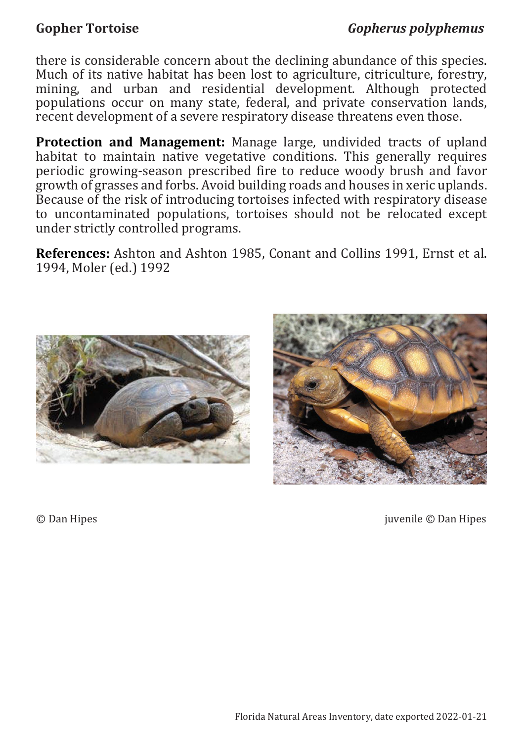there is considerable concern about the declining abundance of this species. Much of its native habitat has been lost to agriculture, citriculture, forestry, mining, and urban and residential development. Although protected populations occur on many state, federal, and private conservation lands, recent development of a severe respiratory disease threatens even those.

**Protection and Management:** Manage large, undivided tracts of upland habitat to maintain native vegetative conditions. This generally requires periodic growing-season prescribed fire to reduce woody brush and favor growth of grasses and forbs. Avoid building roads and houses in xeric uplands. Because of the risk of introducing tortoises infected with respiratory disease to uncontaminated populations, tortoises should not be relocated except under strictly controlled programs.

**References:** Ashton and Ashton 1985, Conant and Collins 1991, Ernst et al. 1994, Moler (ed.) 1992

© Dan Hipes

juvenile © Dan Hipes